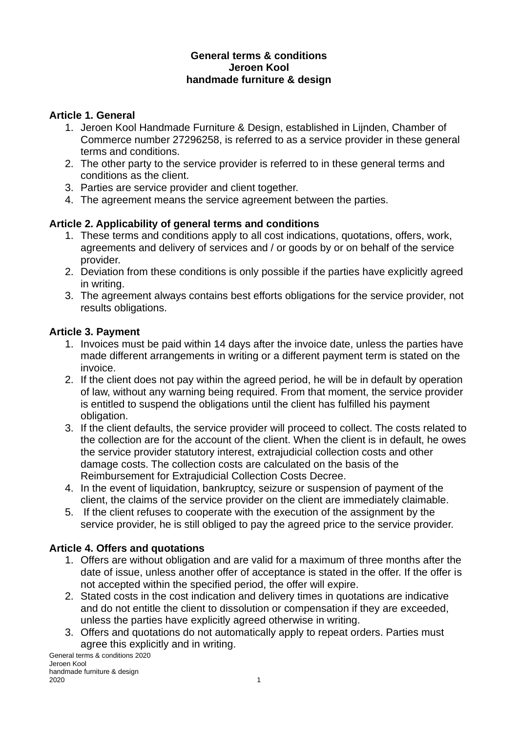# General terms & conditions
# Jeroen Kool
# handmade furniture & design

## Article 1. General

1. Jeroen Kool Handmade Furniture & Design, established in Lijnden, Chamber of Commerce number 27296258, is referred to as a service provider in these general terms and conditions.
2. The other party to the service provider is referred to in these general terms and conditions as the client.
3. Parties are service provider and client together.
4. The agreement means the service agreement between the parties.

## Article 2. Applicability of general terms and conditions

1. These terms and conditions apply to all cost indications, quotations, offers, work, agreements and delivery of services and / or goods by or on behalf of the service provider.
2. Deviation from these conditions is only possible if the parties have explicitly agreed in writing.
3. The agreement always contains best efforts obligations for the service provider, not results obligations.

## Article 3. Payment

1. Invoices must be paid within 14 days after the invoice date, unless the parties have made different arrangements in writing or a different payment term is stated on the invoice.
2. If the client does not pay within the agreed period, he will be in default by operation of law, without any warning being required. From that moment, the service provider is entitled to suspend the obligations until the client has fulfilled his payment obligation.
3. If the client defaults, the service provider will proceed to collect. The costs related to the collection are for the account of the client. When the client is in default, he owes the service provider statutory interest, extrajudicial collection costs and other damage costs. The collection costs are calculated on the basis of the Reimbursement for Extrajudicial Collection Costs Decree.
4. In the event of liquidation, bankruptcy, seizure or suspension of payment of the client, the claims of the service provider on the client are immediately claimable.
5. If the client refuses to cooperate with the execution of the assignment by the service provider, he is still obliged to pay the agreed price to the service provider.

## Article 4. Offers and quotations

1. Offers are without obligation and are valid for a maximum of three months after the date of issue, unless another offer of acceptance is stated in the offer. If the offer is not accepted within the specified period, the offer will expire.
2. Stated costs in the cost indication and delivery times in quotations are indicative and do not entitle the client to dissolution or compensation if they are exceeded, unless the parties have explicitly agreed otherwise in writing.
3. Offers and quotations do not automatically apply to repeat orders. Parties must agree this explicitly and in writing.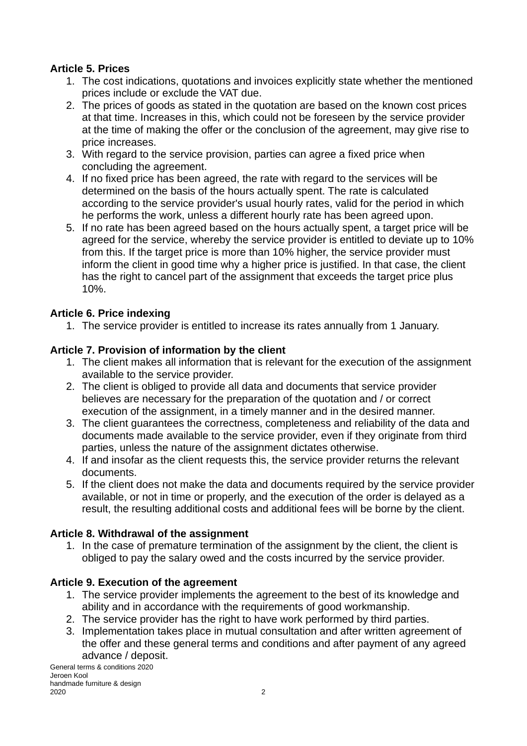**Article 5. Prices**

1. The cost indications, quotations and invoices explicitly state whether the mentioned prices include or exclude the VAT due.
2. The prices of goods as stated in the quotation are based on the known cost prices at that time. Increases in this, which could not be foreseen by the service provider at the time of making the offer or the conclusion of the agreement, may give rise to price increases.
3. With regard to the service provision, parties can agree a fixed price when concluding the agreement.
4. If no fixed price has been agreed, the rate with regard to the services will be determined on the basis of the hours actually spent. The rate is calculated according to the service provider's usual hourly rates, valid for the period in which he performs the work, unless a different hourly rate has been agreed upon.
5. If no rate has been agreed based on the hours actually spent, a target price will be agreed for the service, whereby the service provider is entitled to deviate up to 10% from this. If the target price is more than 10% higher, the service provider must inform the client in good time why a higher price is justified. In that case, the client has the right to cancel part of the assignment that exceeds the target price plus 10%.

**Article 6. Price indexing**

1. The service provider is entitled to increase its rates annually from 1 January.

**Article 7. Provision of information by the client**

1. The client makes all information that is relevant for the execution of the assignment available to the service provider.
2. The client is obliged to provide all data and documents that service provider believes are necessary for the preparation of the quotation and / or correct execution of the assignment, in a timely manner and in the desired manner.
3. The client guarantees the correctness, completeness and reliability of the data and documents made available to the service provider, even if they originate from third parties, unless the nature of the assignment dictates otherwise.
4. If and insofar as the client requests this, the service provider returns the relevant documents.
5. If the client does not make the data and documents required by the service provider available, or not in time or properly, and the execution of the order is delayed as a result, the resulting additional costs and additional fees will be borne by the client.

**Article 8. Withdrawal of the assignment**

1. In the case of premature termination of the assignment by the client, the client is obliged to pay the salary owed and the costs incurred by the service provider.

**Article 9. Execution of the agreement**

1. The service provider implements the agreement to the best of its knowledge and ability and in accordance with the requirements of good workmanship.
2. The service provider has the right to have work performed by third parties.
3. Implementation takes place in mutual consultation and after written agreement of the offer and these general terms and conditions and after payment of any agreed advance / deposit.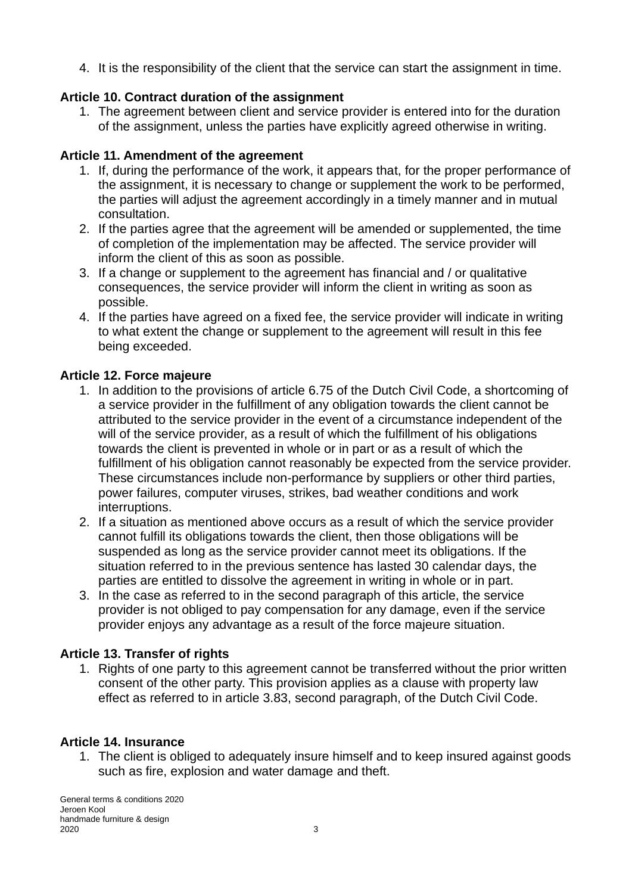4. It is the responsibility of the client that the service can start the assignment in time.

**Article 10. Contract duration of the assignment**

1. The agreement between client and service provider is entered into for the duration of the assignment, unless the parties have explicitly agreed otherwise in writing.

**Article 11. Amendment of the agreement**

1. If, during the performance of the work, it appears that, for the proper performance of the assignment, it is necessary to change or supplement the work to be performed, the parties will adjust the agreement accordingly in a timely manner and in mutual consultation.
2. If the parties agree that the agreement will be amended or supplemented, the time of completion of the implementation may be affected. The service provider will inform the client of this as soon as possible.
3. If a change or supplement to the agreement has financial and / or qualitative consequences, the service provider will inform the client in writing as soon as possible.
4. If the parties have agreed on a fixed fee, the service provider will indicate in writing to what extent the change or supplement to the agreement will result in this fee being exceeded.

**Article 12. Force majeure**

1. In addition to the provisions of article 6.75 of the Dutch Civil Code, a shortcoming of a service provider in the fulfillment of any obligation towards the client cannot be attributed to the service provider in the event of a circumstance independent of the will of the service provider, as a result of which the fulfillment of his obligations towards the client is prevented in whole or in part or as a result of which the fulfillment of his obligation cannot reasonably be expected from the service provider. These circumstances include non-performance by suppliers or other third parties, power failures, computer viruses, strikes, bad weather conditions and work interruptions.
2. If a situation as mentioned above occurs as a result of which the service provider cannot fulfill its obligations towards the client, then those obligations will be suspended as long as the service provider cannot meet its obligations. If the situation referred to in the previous sentence has lasted 30 calendar days, the parties are entitled to dissolve the agreement in writing in whole or in part.
3. In the case as referred to in the second paragraph of this article, the service provider is not obliged to pay compensation for any damage, even if the service provider enjoys any advantage as a result of the force majeure situation.

**Article 13. Transfer of rights**

1. Rights of one party to this agreement cannot be transferred without the prior written consent of the other party. This provision applies as a clause with property law effect as referred to in article 3.83, second paragraph, of the Dutch Civil Code.

**Article 14. Insurance**

1. The client is obliged to adequately insure himself and to keep insured against goods such as fire, explosion and water damage and theft.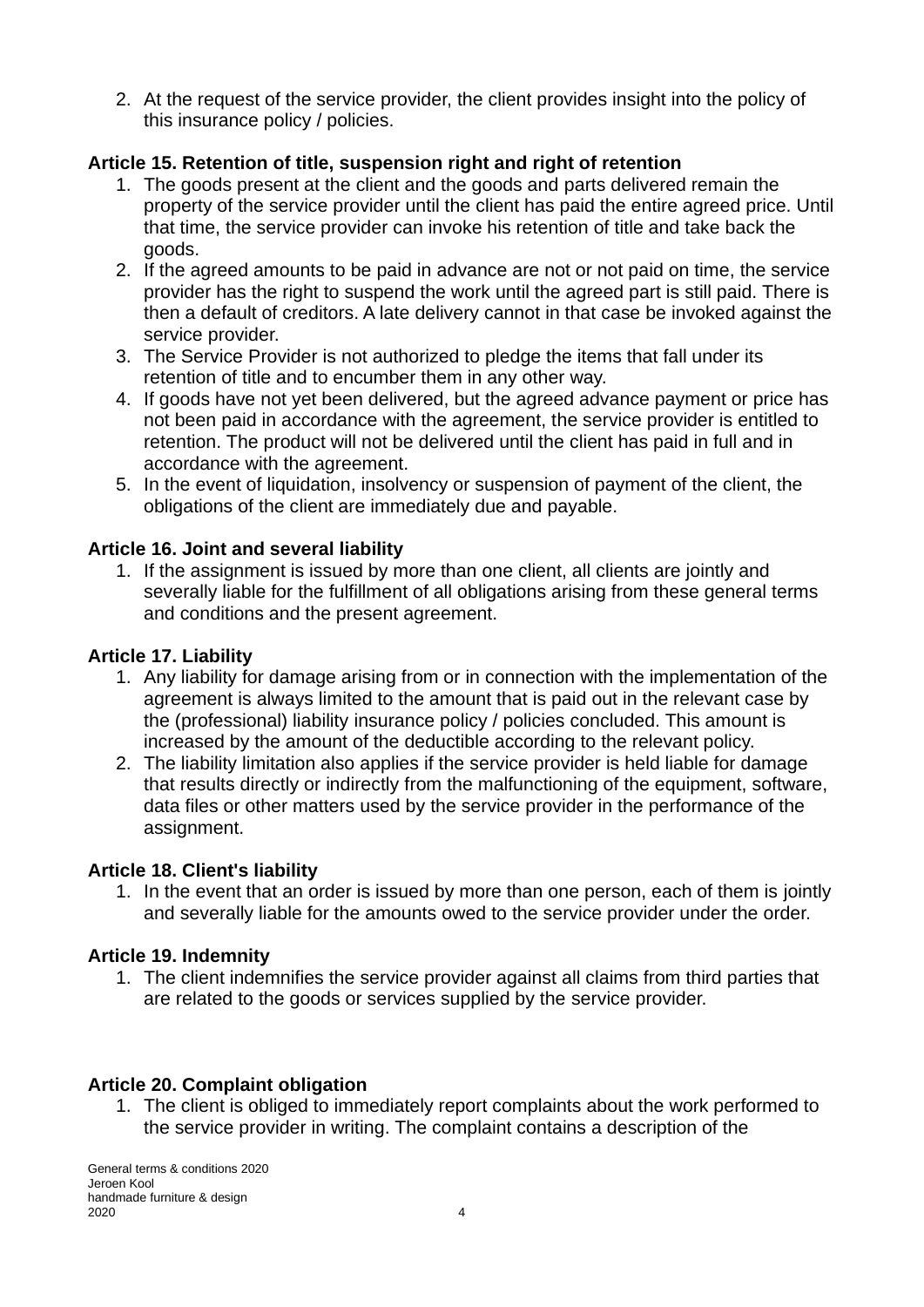2. At the request of the service provider, the client provides insight into the policy of this insurance policy / policies.

**Article 15. Retention of title, suspension right and right of retention**

1. The goods present at the client and the goods and parts delivered remain the property of the service provider until the client has paid the entire agreed price. Until that time, the service provider can invoke his retention of title and take back the goods.
2. If the agreed amounts to be paid in advance are not or not paid on time, the service provider has the right to suspend the work until the agreed part is still paid. There is then a default of creditors. A late delivery cannot in that case be invoked against the service provider.
3. The Service Provider is not authorized to pledge the items that fall under its retention of title and to encumber them in any other way.
4. If goods have not yet been delivered, but the agreed advance payment or price has not been paid in accordance with the agreement, the service provider is entitled to retention. The product will not be delivered until the client has paid in full and in accordance with the agreement.
5. In the event of liquidation, insolvency or suspension of payment of the client, the obligations of the client are immediately due and payable.

**Article 16. Joint and several liability**

1. If the assignment is issued by more than one client, all clients are jointly and severally liable for the fulfillment of all obligations arising from these general terms and conditions and the present agreement.

**Article 17. Liability**

1. Any liability for damage arising from or in connection with the implementation of the agreement is always limited to the amount that is paid out in the relevant case by the (professional) liability insurance policy / policies concluded. This amount is increased by the amount of the deductible according to the relevant policy.
2. The liability limitation also applies if the service provider is held liable for damage that results directly or indirectly from the malfunctioning of the equipment, software, data files or other matters used by the service provider in the performance of the assignment.

**Article 18. Client's liability**

1. In the event that an order is issued by more than one person, each of them is jointly and severally liable for the amounts owed to the service provider under the order.

**Article 19. Indemnity**

1. The client indemnifies the service provider against all claims from third parties that are related to the goods or services supplied by the service provider.

**Article 20. Complaint obligation**

1. The client is obliged to immediately report complaints about the work performed to the service provider in writing. The complaint contains a description of the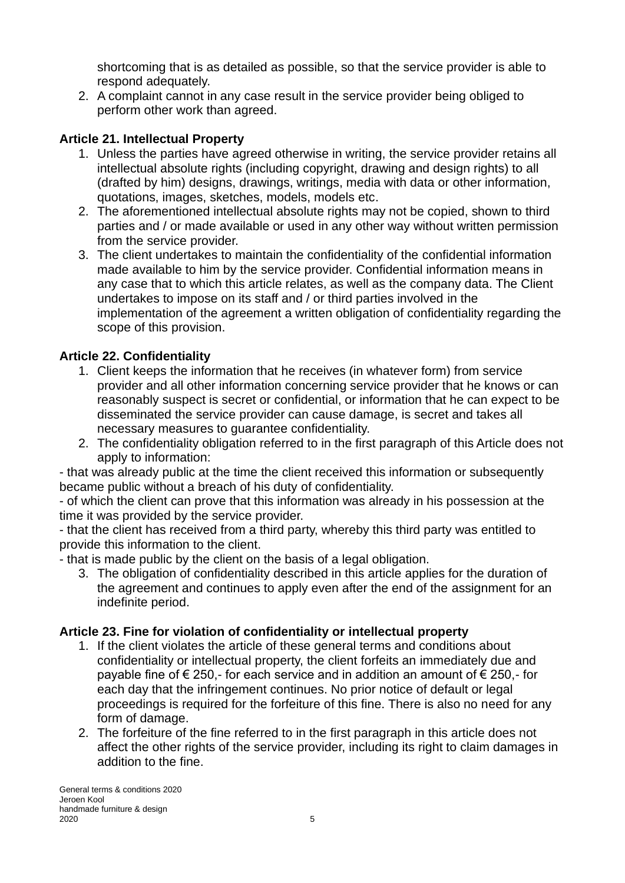shortcoming that is as detailed as possible, so that the service provider is able to respond adequately.

2. A complaint cannot in any case result in the service provider being obliged to perform other work than agreed.

**Article 21. Intellectual Property**

1. Unless the parties have agreed otherwise in writing, the service provider retains all intellectual absolute rights (including copyright, drawing and design rights) to all (drafted by him) designs, drawings, writings, media with data or other information, quotations, images, sketches, models, models etc.
2. The aforementioned intellectual absolute rights may not be copied, shown to third parties and / or made available or used in any other way without written permission from the service provider.
3. The client undertakes to maintain the confidentiality of the confidential information made available to him by the service provider. Confidential information means in any case that to which this article relates, as well as the company data. The Client undertakes to impose on its staff and / or third parties involved in the implementation of the agreement a written obligation of confidentiality regarding the scope of this provision.

**Article 22. Confidentiality**

1. Client keeps the information that he receives (in whatever form) from service provider and all other information concerning service provider that he knows or can reasonably suspect is secret or confidential, or information that he can expect to be disseminated the service provider can cause damage, is secret and takes all necessary measures to guarantee confidentiality.
2. The confidentiality obligation referred to in the first paragraph of this Article does not apply to information:

- that was already public at the time the client received this information or subsequently became public without a breach of his duty of confidentiality.
- of which the client can prove that this information was already in his possession at the time it was provided by the service provider.
- that the client has received from a third party, whereby this third party was entitled to provide this information to the client.
- that is made public by the client on the basis of a legal obligation.

3. The obligation of confidentiality described in this article applies for the duration of the agreement and continues to apply even after the end of the assignment for an indefinite period.

**Article 23. Fine for violation of confidentiality or intellectual property**

1. If the client violates the article of these general terms and conditions about confidentiality or intellectual property, the client forfeits an immediately due and payable fine of € 250,- for each service and in addition an amount of € 250,- for each day that the infringement continues. No prior notice of default or legal proceedings is required for the forfeiture of this fine. There is also no need for any form of damage.
2. The forfeiture of the fine referred to in the first paragraph in this article does not affect the other rights of the service provider, including its right to claim damages in addition to the fine.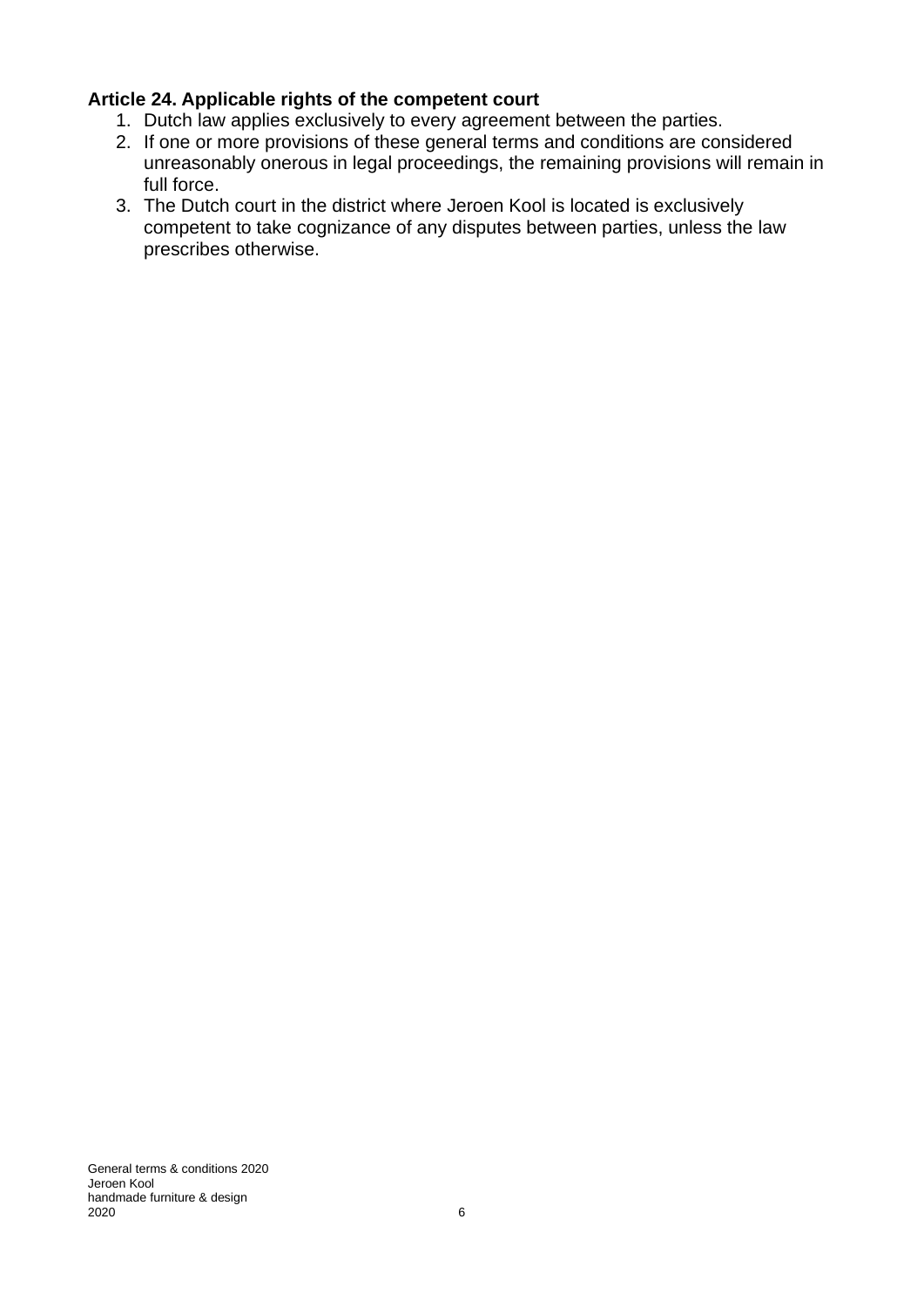**Article 24. Applicable rights of the competent court**

1. Dutch law applies exclusively to every agreement between the parties.
2. If one or more provisions of these general terms and conditions are considered unreasonably onerous in legal proceedings, the remaining provisions will remain in full force.
3. The Dutch court in the district where Jeroen Kool is located is exclusively competent to take cognizance of any disputes between parties, unless the law prescribes otherwise.